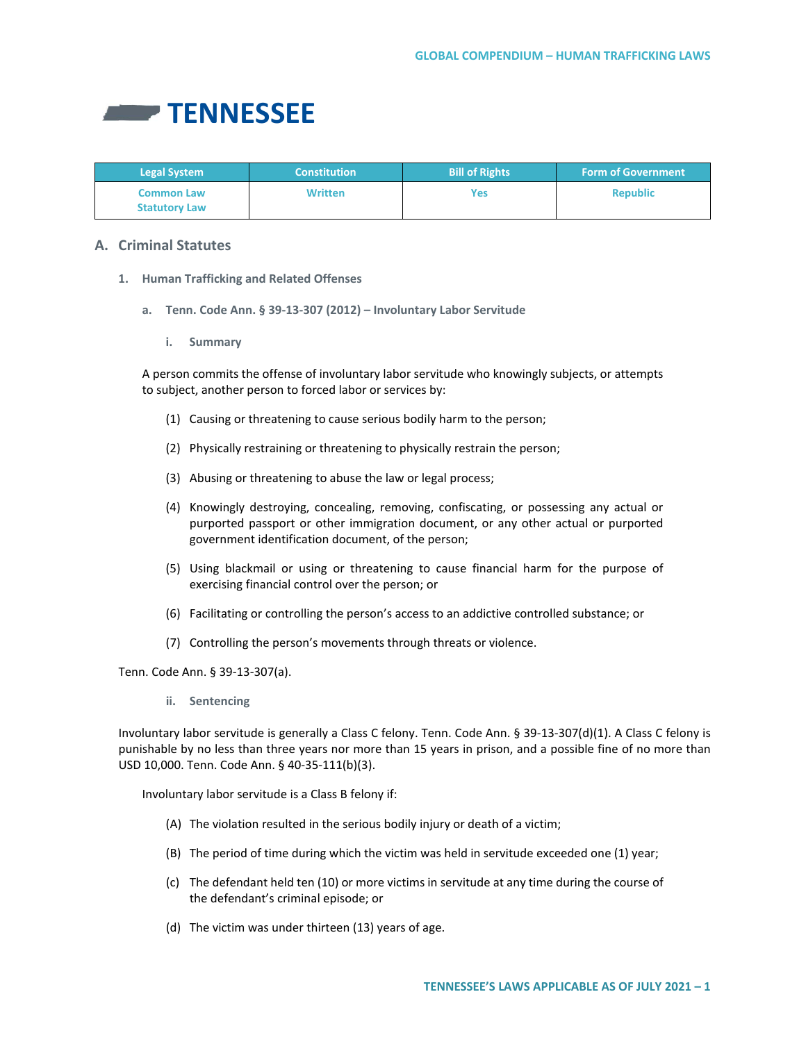# TENNESSEE

| Legal System | Constitution | Bill of Rights | Form of Government |
|---|---|---|---|
| Common Law<br>Statutory Law | Written | Yes | Republic |

## A. Criminal Statutes

### 1. Human Trafficking and Related Offenses

#### a. Tenn. Code Ann. § 39-13-307 (2012) – Involuntary Labor Servitude

##### i. Summary

A person commits the offense of involuntary labor servitude who knowingly subjects, or attempts to subject, another person to forced labor or services by:

(1) Causing or threatening to cause serious bodily harm to the person;

(2) Physically restraining or threatening to physically restrain the person;

(3) Abusing or threatening to abuse the law or legal process;

(4) Knowingly destroying, concealing, removing, confiscating, or possessing any actual or purported passport or other immigration document, or any other actual or purported government identification document, of the person;

(5) Using blackmail or using or threatening to cause financial harm for the purpose of exercising financial control over the person; or

(6) Facilitating or controlling the person's access to an addictive controlled substance; or

(7) Controlling the person's movements through threats or violence.

Tenn. Code Ann. § 39-13-307(a).

##### ii. Sentencing

Involuntary labor servitude is generally a Class C felony. Tenn. Code Ann. § 39-13-307(d)(1). A Class C felony is punishable by no less than three years nor more than 15 years in prison, and a possible fine of no more than USD 10,000. Tenn. Code Ann. § 40-35-111(b)(3).

Involuntary labor servitude is a Class B felony if:

(A) The violation resulted in the serious bodily injury or death of a victim;

(B) The period of time during which the victim was held in servitude exceeded one (1) year;

(c) The defendant held ten (10) or more victims in servitude at any time during the course of the defendant's criminal episode; or

(d) The victim was under thirteen (13) years of age.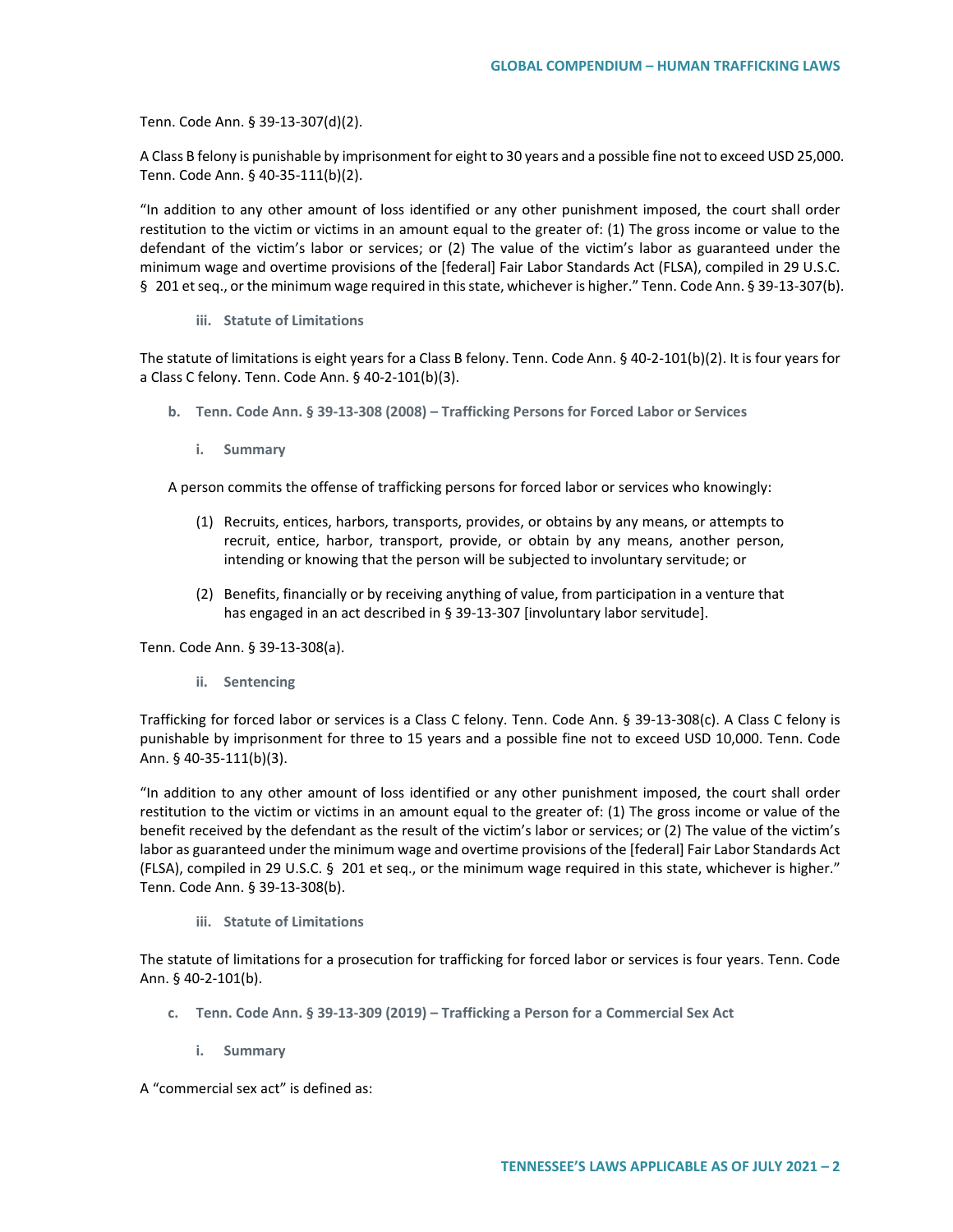Tenn. Code Ann. § 39-13-307(d)(2).

A Class B felony is punishable by imprisonment for eight to 30 years and a possible fine not to exceed USD 25,000. Tenn. Code Ann. § 40-35-111(b)(2).

"In addition to any other amount of loss identified or any other punishment imposed, the court shall order restitution to the victim or victims in an amount equal to the greater of: (1) The gross income or value to the defendant of the victim's labor or services; or (2) The value of the victim's labor as guaranteed under the minimum wage and overtime provisions of the [federal] Fair Labor Standards Act (FLSA), compiled in 29 U.S.C. § 201 et seq., or the minimum wage required in this state, whichever is higher." Tenn. Code Ann. § 39-13-307(b).

#### iii. Statute of Limitations

The statute of limitations is eight years for a Class B felony. Tenn. Code Ann. § 40-2-101(b)(2). It is four years for a Class C felony. Tenn. Code Ann. § 40-2-101(b)(3).

### b. Tenn. Code Ann. § 39-13-308 (2008) – Trafficking Persons for Forced Labor or Services

#### i. Summary

A person commits the offense of trafficking persons for forced labor or services who knowingly:

(1) Recruits, entices, harbors, transports, provides, or obtains by any means, or attempts to recruit, entice, harbor, transport, provide, or obtain by any means, another person, intending or knowing that the person will be subjected to involuntary servitude; or

(2) Benefits, financially or by receiving anything of value, from participation in a venture that has engaged in an act described in § 39-13-307 [involuntary labor servitude].

Tenn. Code Ann. § 39-13-308(a).

#### ii. Sentencing

Trafficking for forced labor or services is a Class C felony. Tenn. Code Ann. § 39-13-308(c). A Class C felony is punishable by imprisonment for three to 15 years and a possible fine not to exceed USD 10,000. Tenn. Code Ann. § 40-35-111(b)(3).

"In addition to any other amount of loss identified or any other punishment imposed, the court shall order restitution to the victim or victims in an amount equal to the greater of: (1) The gross income or value of the benefit received by the defendant as the result of the victim's labor or services; or (2) The value of the victim's labor as guaranteed under the minimum wage and overtime provisions of the [federal] Fair Labor Standards Act (FLSA), compiled in 29 U.S.C. § 201 et seq., or the minimum wage required in this state, whichever is higher." Tenn. Code Ann. § 39-13-308(b).

#### iii. Statute of Limitations

The statute of limitations for a prosecution for trafficking for forced labor or services is four years. Tenn. Code Ann. § 40-2-101(b).

### c. Tenn. Code Ann. § 39-13-309 (2019) – Trafficking a Person for a Commercial Sex Act

#### i. Summary

A "commercial sex act" is defined as: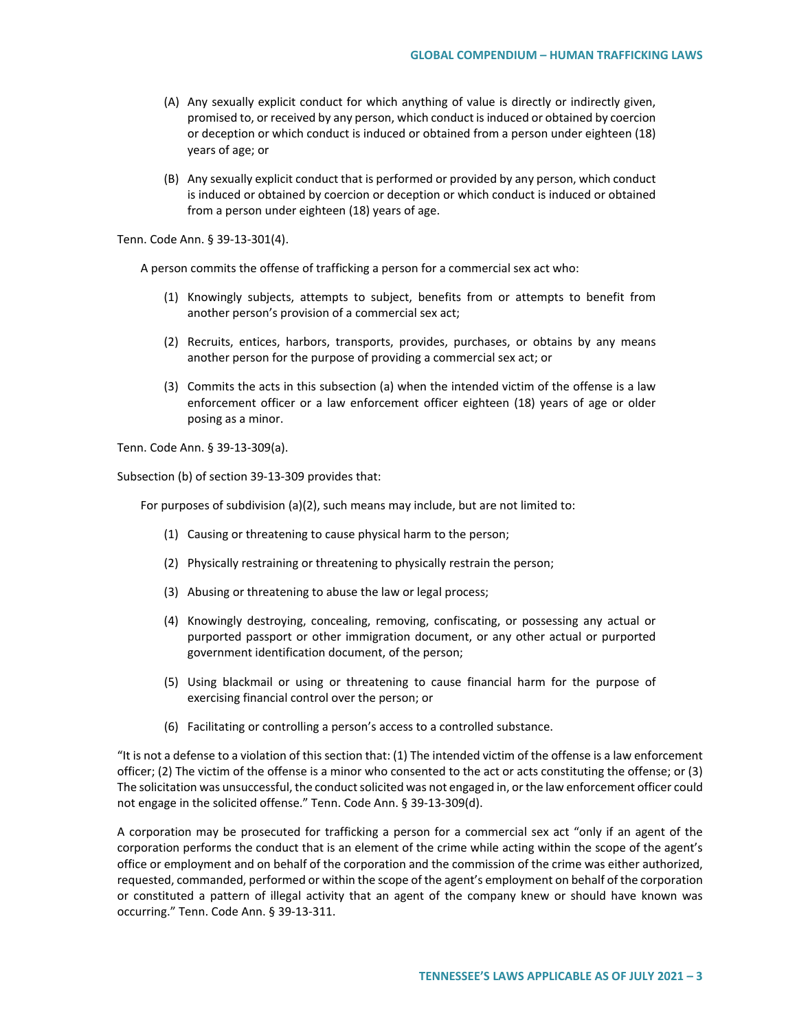(A) Any sexually explicit conduct for which anything of value is directly or indirectly given, promised to, or received by any person, which conduct is induced or obtained by coercion or deception or which conduct is induced or obtained from a person under eighteen (18) years of age; or

(B) Any sexually explicit conduct that is performed or provided by any person, which conduct is induced or obtained by coercion or deception or which conduct is induced or obtained from a person under eighteen (18) years of age.

Tenn. Code Ann. § 39-13-301(4).

> A person commits the offense of trafficking a person for a commercial sex act who:
>
> (1) Knowingly subjects, attempts to subject, benefits from or attempts to benefit from another person's provision of a commercial sex act;
>
> (2) Recruits, entices, harbors, transports, provides, purchases, or obtains by any means another person for the purpose of providing a commercial sex act; or
>
> (3) Commits the acts in this subsection (a) when the intended victim of the offense is a law enforcement officer or a law enforcement officer eighteen (18) years of age or older posing as a minor.

Tenn. Code Ann. § 39-13-309(a).

Subsection (b) of section 39-13-309 provides that:

> For purposes of subdivision (a)(2), such means may include, but are not limited to:
>
> (1) Causing or threatening to cause physical harm to the person;
>
> (2) Physically restraining or threatening to physically restrain the person;
>
> (3) Abusing or threatening to abuse the law or legal process;
>
> (4) Knowingly destroying, concealing, removing, confiscating, or possessing any actual or purported passport or other immigration document, or any other actual or purported government identification document, of the person;
>
> (5) Using blackmail or using or threatening to cause financial harm for the purpose of exercising financial control over the person; or
>
> (6) Facilitating or controlling a person's access to a controlled substance.

"It is not a defense to a violation of this section that: (1) The intended victim of the offense is a law enforcement officer; (2) The victim of the offense is a minor who consented to the act or acts constituting the offense; or (3) The solicitation was unsuccessful, the conduct solicited was not engaged in, or the law enforcement officer could not engage in the solicited offense." Tenn. Code Ann. § 39-13-309(d).

A corporation may be prosecuted for trafficking a person for a commercial sex act "only if an agent of the corporation performs the conduct that is an element of the crime while acting within the scope of the agent's office or employment and on behalf of the corporation and the commission of the crime was either authorized, requested, commanded, performed or within the scope of the agent's employment on behalf of the corporation or constituted a pattern of illegal activity that an agent of the company knew or should have known was occurring." Tenn. Code Ann. § 39-13-311.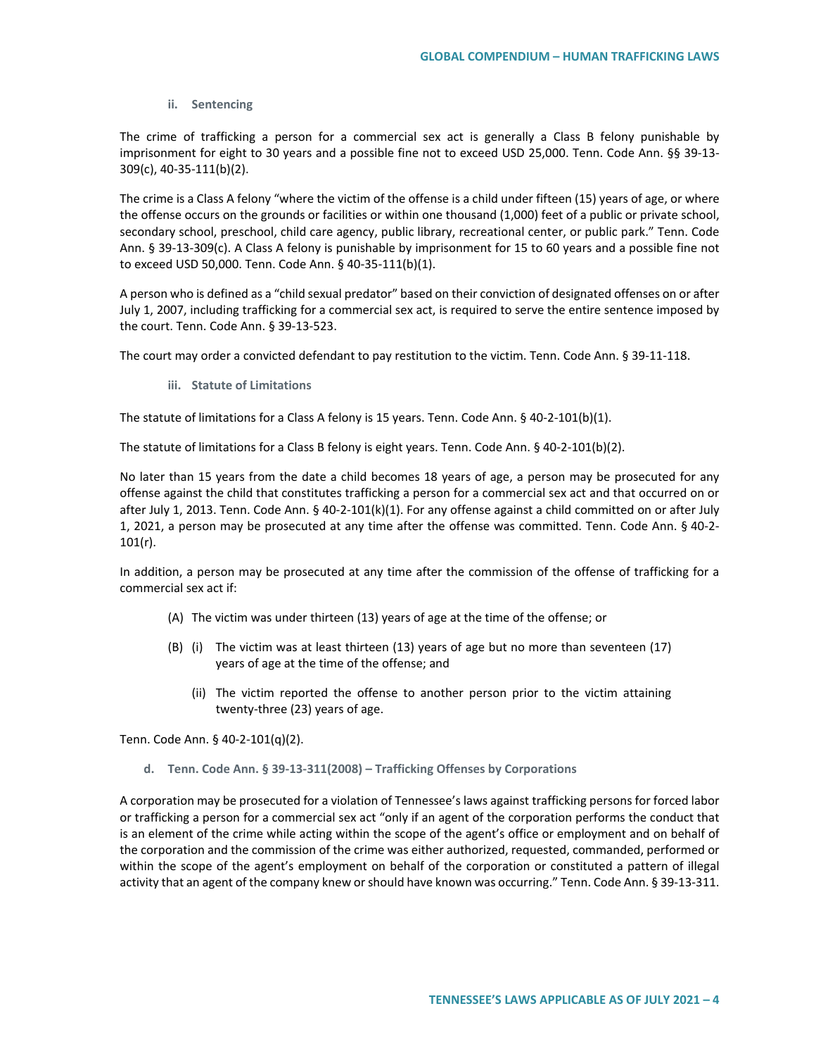#### ii. Sentencing

The crime of trafficking a person for a commercial sex act is generally a Class B felony punishable by imprisonment for eight to 30 years and a possible fine not to exceed USD 25,000. Tenn. Code Ann. §§ 39-13-309(c), 40-35-111(b)(2).

The crime is a Class A felony "where the victim of the offense is a child under fifteen (15) years of age, or where the offense occurs on the grounds or facilities or within one thousand (1,000) feet of a public or private school, secondary school, preschool, child care agency, public library, recreational center, or public park." Tenn. Code Ann. § 39-13-309(c). A Class A felony is punishable by imprisonment for 15 to 60 years and a possible fine not to exceed USD 50,000. Tenn. Code Ann. § 40-35-111(b)(1).

A person who is defined as a "child sexual predator" based on their conviction of designated offenses on or after July 1, 2007, including trafficking for a commercial sex act, is required to serve the entire sentence imposed by the court. Tenn. Code Ann. § 39-13-523.

The court may order a convicted defendant to pay restitution to the victim. Tenn. Code Ann. § 39-11-118.

#### iii. Statute of Limitations

The statute of limitations for a Class A felony is 15 years. Tenn. Code Ann. § 40-2-101(b)(1).

The statute of limitations for a Class B felony is eight years. Tenn. Code Ann. § 40-2-101(b)(2).

No later than 15 years from the date a child becomes 18 years of age, a person may be prosecuted for any offense against the child that constitutes trafficking a person for a commercial sex act and that occurred on or after July 1, 2013. Tenn. Code Ann. § 40-2-101(k)(1). For any offense against a child committed on or after July 1, 2021, a person may be prosecuted at any time after the offense was committed. Tenn. Code Ann. § 40-2-101(r).

In addition, a person may be prosecuted at any time after the commission of the offense of trafficking for a commercial sex act if:

(A) The victim was under thirteen (13) years of age at the time of the offense; or

(B) (i) The victim was at least thirteen (13) years of age but no more than seventeen (17) years of age at the time of the offense; and

  (ii) The victim reported the offense to another person prior to the victim attaining twenty-three (23) years of age.

Tenn. Code Ann. § 40-2-101(q)(2).

### d. Tenn. Code Ann. § 39-13-311(2008) – Trafficking Offenses by Corporations

A corporation may be prosecuted for a violation of Tennessee's laws against trafficking persons for forced labor or trafficking a person for a commercial sex act "only if an agent of the corporation performs the conduct that is an element of the crime while acting within the scope of the agent's office or employment and on behalf of the corporation and the commission of the crime was either authorized, requested, commanded, performed or within the scope of the agent's employment on behalf of the corporation or constituted a pattern of illegal activity that an agent of the company knew or should have known was occurring." Tenn. Code Ann. § 39-13-311.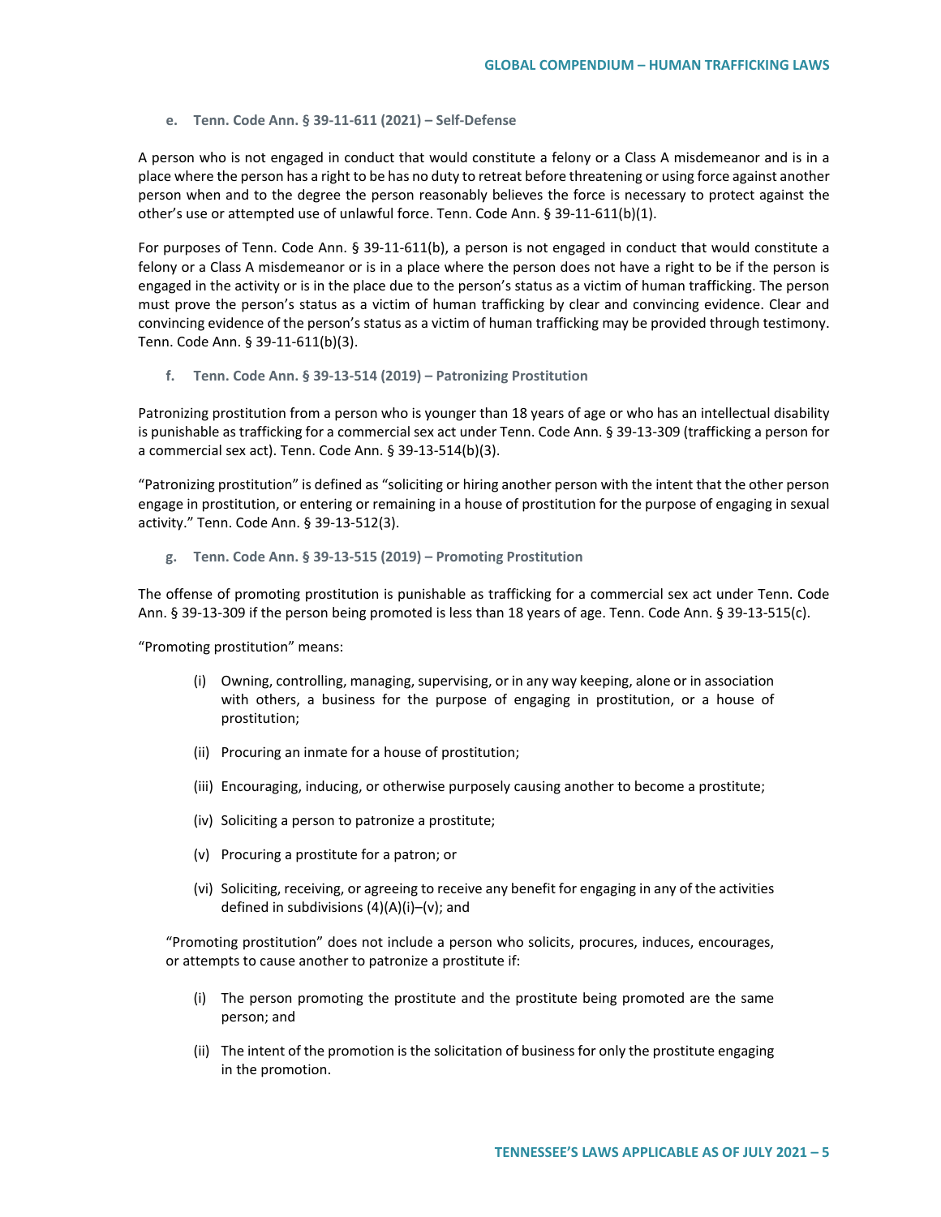#### e. Tenn. Code Ann. § 39-11-611 (2021) – Self-Defense

A person who is not engaged in conduct that would constitute a felony or a Class A misdemeanor and is in a place where the person has a right to be has no duty to retreat before threatening or using force against another person when and to the degree the person reasonably believes the force is necessary to protect against the other's use or attempted use of unlawful force. Tenn. Code Ann. § 39-11-611(b)(1).

For purposes of Tenn. Code Ann. § 39-11-611(b), a person is not engaged in conduct that would constitute a felony or a Class A misdemeanor or is in a place where the person does not have a right to be if the person is engaged in the activity or is in the place due to the person's status as a victim of human trafficking. The person must prove the person's status as a victim of human trafficking by clear and convincing evidence. Clear and convincing evidence of the person's status as a victim of human trafficking may be provided through testimony. Tenn. Code Ann. § 39-11-611(b)(3).

#### f. Tenn. Code Ann. § 39-13-514 (2019) – Patronizing Prostitution

Patronizing prostitution from a person who is younger than 18 years of age or who has an intellectual disability is punishable as trafficking for a commercial sex act under Tenn. Code Ann. § 39-13-309 (trafficking a person for a commercial sex act). Tenn. Code Ann. § 39-13-514(b)(3).

"Patronizing prostitution" is defined as "soliciting or hiring another person with the intent that the other person engage in prostitution, or entering or remaining in a house of prostitution for the purpose of engaging in sexual activity." Tenn. Code Ann. § 39-13-512(3).

#### g. Tenn. Code Ann. § 39-13-515 (2019) – Promoting Prostitution

The offense of promoting prostitution is punishable as trafficking for a commercial sex act under Tenn. Code Ann. § 39-13-309 if the person being promoted is less than 18 years of age. Tenn. Code Ann. § 39-13-515(c).

"Promoting prostitution" means:

- (i) Owning, controlling, managing, supervising, or in any way keeping, alone or in association with others, a business for the purpose of engaging in prostitution, or a house of prostitution;
- (ii) Procuring an inmate for a house of prostitution;
- (iii) Encouraging, inducing, or otherwise purposely causing another to become a prostitute;
- (iv) Soliciting a person to patronize a prostitute;
- (v) Procuring a prostitute for a patron; or
- (vi) Soliciting, receiving, or agreeing to receive any benefit for engaging in any of the activities defined in subdivisions (4)(A)(i)–(v); and

"Promoting prostitution" does not include a person who solicits, procures, induces, encourages, or attempts to cause another to patronize a prostitute if:

- (i) The person promoting the prostitute and the prostitute being promoted are the same person; and
- (ii) The intent of the promotion is the solicitation of business for only the prostitute engaging in the promotion.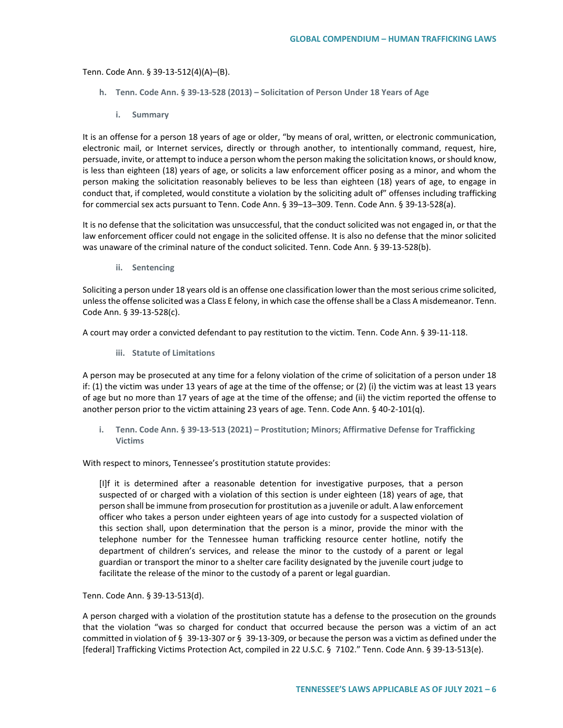Tenn. Code Ann. § 39-13-512(4)(A)–(B).

### h. Tenn. Code Ann. § 39-13-528 (2013) – Solicitation of Person Under 18 Years of Age

#### i. Summary

It is an offense for a person 18 years of age or older, "by means of oral, written, or electronic communication, electronic mail, or Internet services, directly or through another, to intentionally command, request, hire, persuade, invite, or attempt to induce a person whom the person making the solicitation knows, or should know, is less than eighteen (18) years of age, or solicits a law enforcement officer posing as a minor, and whom the person making the solicitation reasonably believes to be less than eighteen (18) years of age, to engage in conduct that, if completed, would constitute a violation by the soliciting adult of" offenses including trafficking for commercial sex acts pursuant to Tenn. Code Ann. § 39–13–309. Tenn. Code Ann. § 39-13-528(a).

It is no defense that the solicitation was unsuccessful, that the conduct solicited was not engaged in, or that the law enforcement officer could not engage in the solicited offense. It is also no defense that the minor solicited was unaware of the criminal nature of the conduct solicited. Tenn. Code Ann. § 39-13-528(b).

#### ii. Sentencing

Soliciting a person under 18 years old is an offense one classification lower than the most serious crime solicited, unless the offense solicited was a Class E felony, in which case the offense shall be a Class A misdemeanor. Tenn. Code Ann. § 39-13-528(c).

A court may order a convicted defendant to pay restitution to the victim. Tenn. Code Ann. § 39-11-118.

#### iii. Statute of Limitations

A person may be prosecuted at any time for a felony violation of the crime of solicitation of a person under 18 if: (1) the victim was under 13 years of age at the time of the offense; or (2) (i) the victim was at least 13 years of age but no more than 17 years of age at the time of the offense; and (ii) the victim reported the offense to another person prior to the victim attaining 23 years of age. Tenn. Code Ann. § 40-2-101(q).

### i. Tenn. Code Ann. § 39-13-513 (2021) – Prostitution; Minors; Affirmative Defense for Trafficking Victims

With respect to minors, Tennessee's prostitution statute provides:

> [I]f it is determined after a reasonable detention for investigative purposes, that a person suspected of or charged with a violation of this section is under eighteen (18) years of age, that person shall be immune from prosecution for prostitution as a juvenile or adult. A law enforcement officer who takes a person under eighteen years of age into custody for a suspected violation of this section shall, upon determination that the person is a minor, provide the minor with the telephone number for the Tennessee human trafficking resource center hotline, notify the department of children's services, and release the minor to the custody of a parent or legal guardian or transport the minor to a shelter care facility designated by the juvenile court judge to facilitate the release of the minor to the custody of a parent or legal guardian.

Tenn. Code Ann. § 39-13-513(d).

A person charged with a violation of the prostitution statute has a defense to the prosecution on the grounds that the violation "was so charged for conduct that occurred because the person was a victim of an act committed in violation of § 39-13-307 or § 39-13-309, or because the person was a victim as defined under the [federal] Trafficking Victims Protection Act, compiled in 22 U.S.C. § 7102." Tenn. Code Ann. § 39-13-513(e).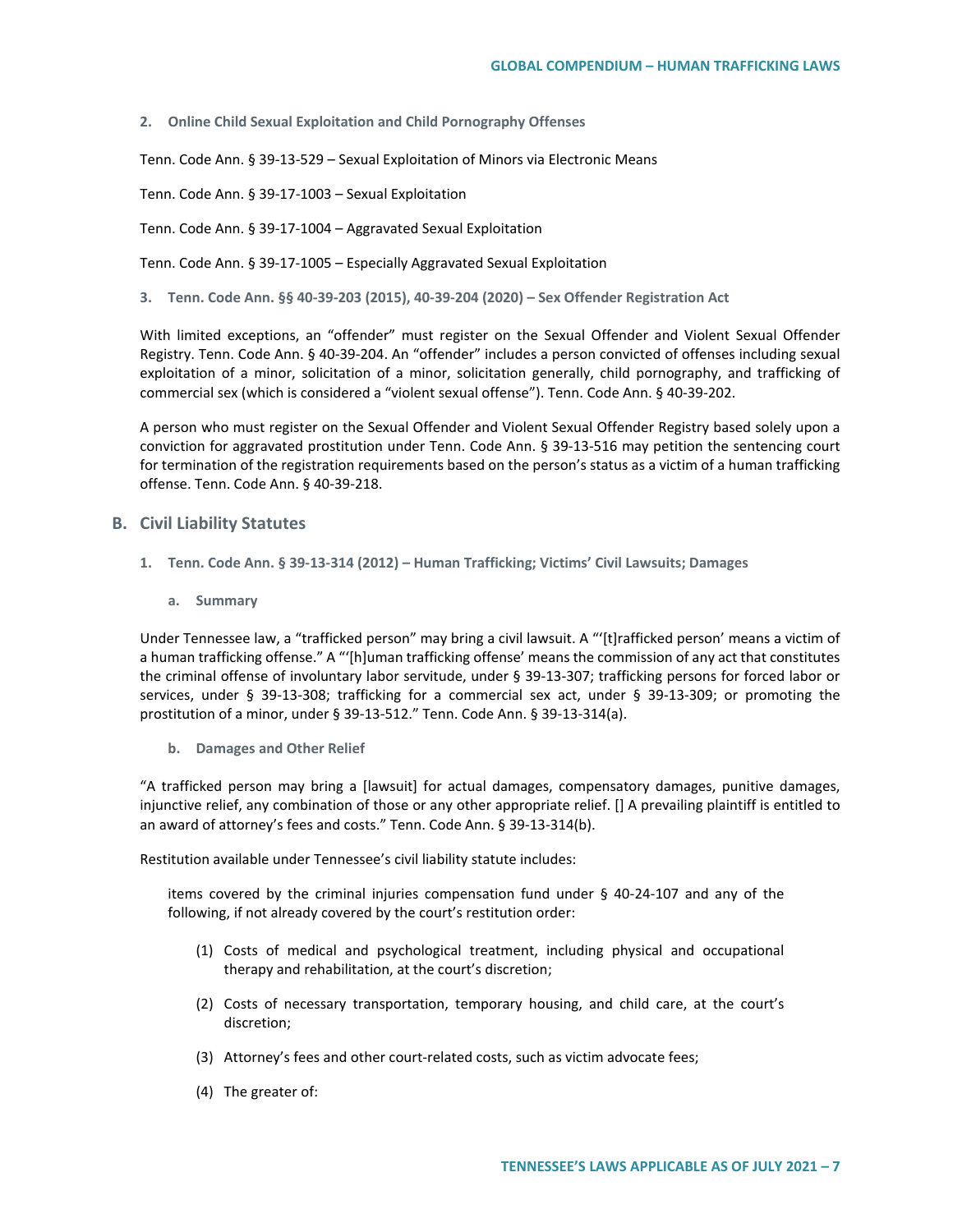### 2. Online Child Sexual Exploitation and Child Pornography Offenses

Tenn. Code Ann. § 39-13-529 – Sexual Exploitation of Minors via Electronic Means

Tenn. Code Ann. § 39-17-1003 – Sexual Exploitation

Tenn. Code Ann. § 39-17-1004 – Aggravated Sexual Exploitation

Tenn. Code Ann. § 39-17-1005 – Especially Aggravated Sexual Exploitation

### 3. Tenn. Code Ann. §§ 40-39-203 (2015), 40-39-204 (2020) – Sex Offender Registration Act

With limited exceptions, an "offender" must register on the Sexual Offender and Violent Sexual Offender Registry. Tenn. Code Ann. § 40-39-204. An "offender" includes a person convicted of offenses including sexual exploitation of a minor, solicitation of a minor, solicitation generally, child pornography, and trafficking of commercial sex (which is considered a "violent sexual offense"). Tenn. Code Ann. § 40-39-202.

A person who must register on the Sexual Offender and Violent Sexual Offender Registry based solely upon a conviction for aggravated prostitution under Tenn. Code Ann. § 39-13-516 may petition the sentencing court for termination of the registration requirements based on the person's status as a victim of a human trafficking offense. Tenn. Code Ann. § 40-39-218.

## B. Civil Liability Statutes

### 1. Tenn. Code Ann. § 39-13-314 (2012) – Human Trafficking; Victims' Civil Lawsuits; Damages

#### a. Summary

Under Tennessee law, a "trafficked person" may bring a civil lawsuit. A "'[t]rafficked person' means a victim of a human trafficking offense." A "'[h]uman trafficking offense' means the commission of any act that constitutes the criminal offense of involuntary labor servitude, under § 39-13-307; trafficking persons for forced labor or services, under § 39-13-308; trafficking for a commercial sex act, under § 39-13-309; or promoting the prostitution of a minor, under § 39-13-512." Tenn. Code Ann. § 39-13-314(a).

#### b. Damages and Other Relief

"A trafficked person may bring a [lawsuit] for actual damages, compensatory damages, punitive damages, injunctive relief, any combination of those or any other appropriate relief. [] A prevailing plaintiff is entitled to an award of attorney's fees and costs." Tenn. Code Ann. § 39-13-314(b).

Restitution available under Tennessee's civil liability statute includes:

> items covered by the criminal injuries compensation fund under § 40-24-107 and any of the following, if not already covered by the court's restitution order:
>
> (1) Costs of medical and psychological treatment, including physical and occupational therapy and rehabilitation, at the court's discretion;
>
> (2) Costs of necessary transportation, temporary housing, and child care, at the court's discretion;
>
> (3) Attorney's fees and other court-related costs, such as victim advocate fees;
>
> (4) The greater of: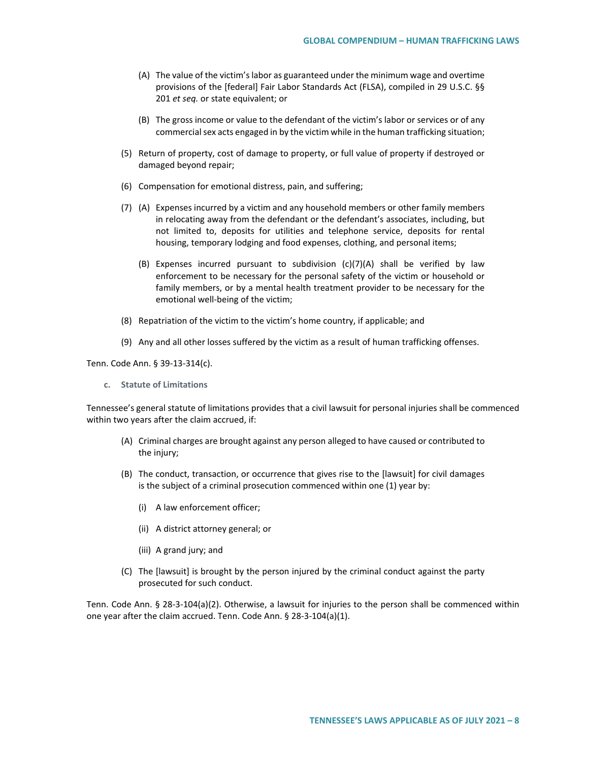(A) The value of the victim's labor as guaranteed under the minimum wage and overtime provisions of the [federal] Fair Labor Standards Act (FLSA), compiled in 29 U.S.C. §§ 201 *et seq.* or state equivalent; or

(B) The gross income or value to the defendant of the victim's labor or services or of any commercial sex acts engaged in by the victim while in the human trafficking situation;

(5) Return of property, cost of damage to property, or full value of property if destroyed or damaged beyond repair;

(6) Compensation for emotional distress, pain, and suffering;

(7) (A) Expenses incurred by a victim and any household members or other family members in relocating away from the defendant or the defendant's associates, including, but not limited to, deposits for utilities and telephone service, deposits for rental housing, temporary lodging and food expenses, clothing, and personal items;

(B) Expenses incurred pursuant to subdivision (c)(7)(A) shall be verified by law enforcement to be necessary for the personal safety of the victim or household or family members, or by a mental health treatment provider to be necessary for the emotional well-being of the victim;

(8) Repatriation of the victim to the victim's home country, if applicable; and

(9) Any and all other losses suffered by the victim as a result of human trafficking offenses.

Tenn. Code Ann. § 39-13-314(c).

### c. Statute of Limitations

Tennessee's general statute of limitations provides that a civil lawsuit for personal injuries shall be commenced within two years after the claim accrued, if:

(A) Criminal charges are brought against any person alleged to have caused or contributed to the injury;

(B) The conduct, transaction, or occurrence that gives rise to the [lawsuit] for civil damages is the subject of a criminal prosecution commenced within one (1) year by:

(i) A law enforcement officer;

(ii) A district attorney general; or

(iii) A grand jury; and

(C) The [lawsuit] is brought by the person injured by the criminal conduct against the party prosecuted for such conduct.

Tenn. Code Ann. § 28-3-104(a)(2). Otherwise, a lawsuit for injuries to the person shall be commenced within one year after the claim accrued. Tenn. Code Ann. § 28-3-104(a)(1).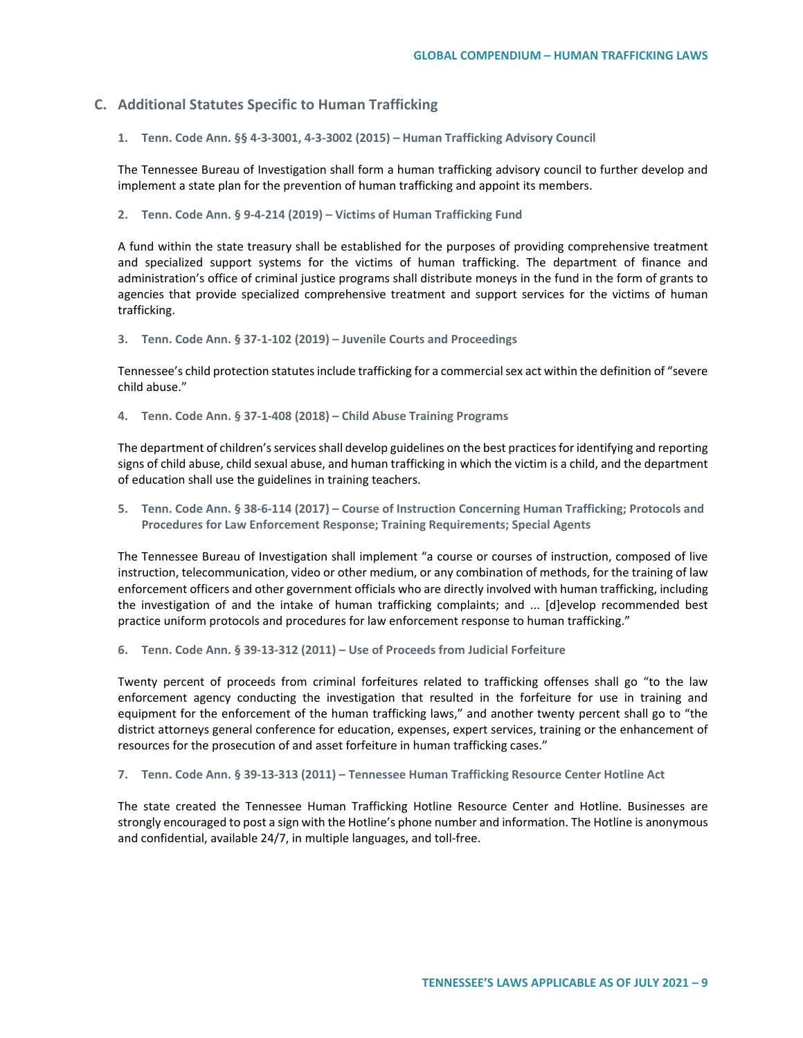## C. Additional Statutes Specific to Human Trafficking

### 1. Tenn. Code Ann. §§ 4-3-3001, 4-3-3002 (2015) – Human Trafficking Advisory Council

The Tennessee Bureau of Investigation shall form a human trafficking advisory council to further develop and implement a state plan for the prevention of human trafficking and appoint its members.

### 2. Tenn. Code Ann. § 9-4-214 (2019) – Victims of Human Trafficking Fund

A fund within the state treasury shall be established for the purposes of providing comprehensive treatment and specialized support systems for the victims of human trafficking. The department of finance and administration's office of criminal justice programs shall distribute moneys in the fund in the form of grants to agencies that provide specialized comprehensive treatment and support services for the victims of human trafficking.

### 3. Tenn. Code Ann. § 37-1-102 (2019) – Juvenile Courts and Proceedings

Tennessee's child protection statutes include trafficking for a commercial sex act within the definition of "severe child abuse."

### 4. Tenn. Code Ann. § 37-1-408 (2018) – Child Abuse Training Programs

The department of children's services shall develop guidelines on the best practices for identifying and reporting signs of child abuse, child sexual abuse, and human trafficking in which the victim is a child, and the department of education shall use the guidelines in training teachers.

### 5. Tenn. Code Ann. § 38-6-114 (2017) – Course of Instruction Concerning Human Trafficking; Protocols and Procedures for Law Enforcement Response; Training Requirements; Special Agents

The Tennessee Bureau of Investigation shall implement "a course or courses of instruction, composed of live instruction, telecommunication, video or other medium, or any combination of methods, for the training of law enforcement officers and other government officials who are directly involved with human trafficking, including the investigation of and the intake of human trafficking complaints; and ... [d]evelop recommended best practice uniform protocols and procedures for law enforcement response to human trafficking."

### 6. Tenn. Code Ann. § 39-13-312 (2011) – Use of Proceeds from Judicial Forfeiture

Twenty percent of proceeds from criminal forfeitures related to trafficking offenses shall go "to the law enforcement agency conducting the investigation that resulted in the forfeiture for use in training and equipment for the enforcement of the human trafficking laws," and another twenty percent shall go to "the district attorneys general conference for education, expenses, expert services, training or the enhancement of resources for the prosecution of and asset forfeiture in human trafficking cases."

### 7. Tenn. Code Ann. § 39-13-313 (2011) – Tennessee Human Trafficking Resource Center Hotline Act

The state created the Tennessee Human Trafficking Hotline Resource Center and Hotline. Businesses are strongly encouraged to post a sign with the Hotline's phone number and information. The Hotline is anonymous and confidential, available 24/7, in multiple languages, and toll-free.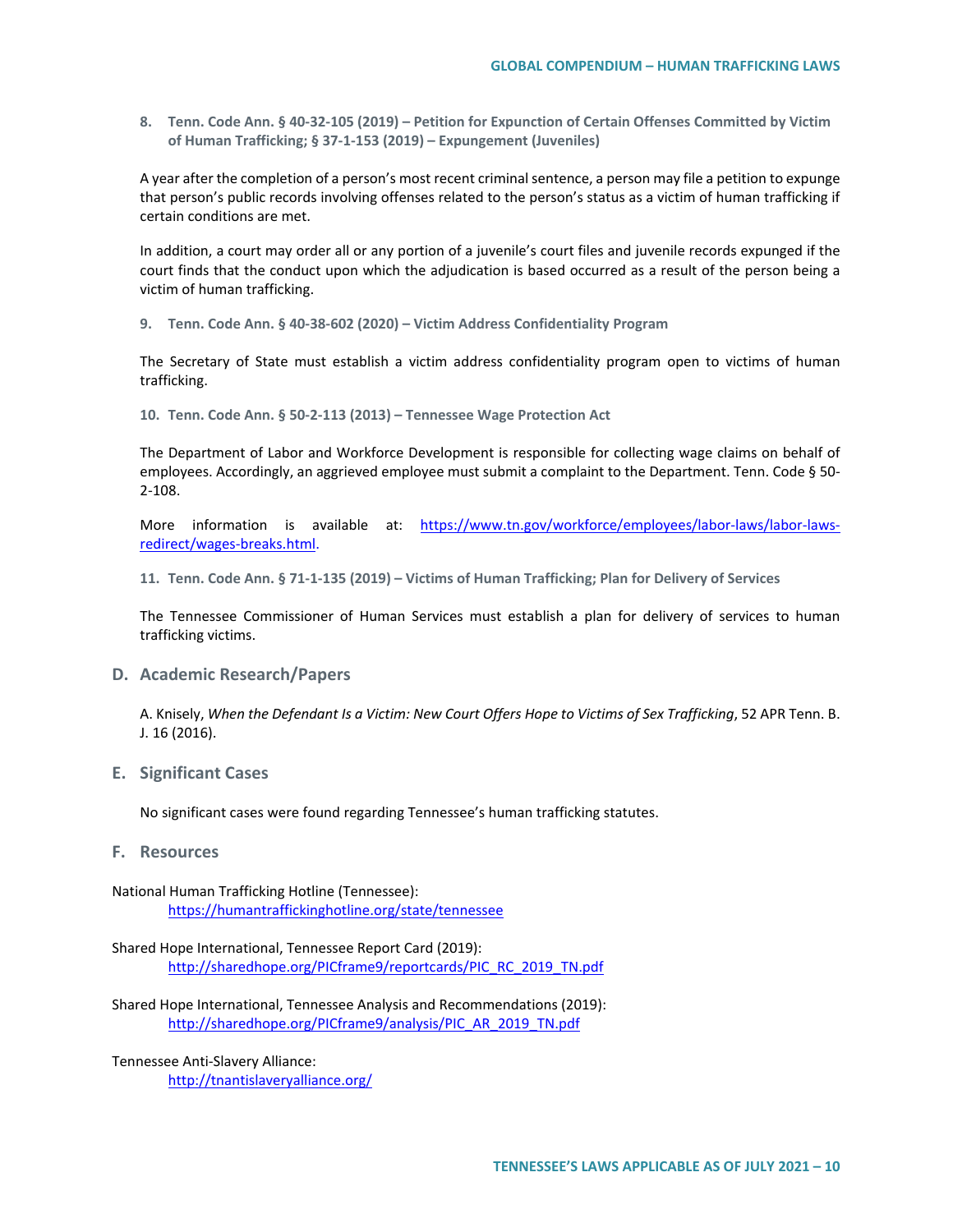**8. Tenn. Code Ann. § 40-32-105 (2019) – Petition for Expunction of Certain Offenses Committed by Victim of Human Trafficking; § 37-1-153 (2019) – Expungement (Juveniles)**

A year after the completion of a person's most recent criminal sentence, a person may file a petition to expunge that person's public records involving offenses related to the person's status as a victim of human trafficking if certain conditions are met.

In addition, a court may order all or any portion of a juvenile's court files and juvenile records expunged if the court finds that the conduct upon which the adjudication is based occurred as a result of the person being a victim of human trafficking.

**9. Tenn. Code Ann. § 40-38-602 (2020) – Victim Address Confidentiality Program**

The Secretary of State must establish a victim address confidentiality program open to victims of human trafficking.

**10. Tenn. Code Ann. § 50-2-113 (2013) – Tennessee Wage Protection Act**

The Department of Labor and Workforce Development is responsible for collecting wage claims on behalf of employees. Accordingly, an aggrieved employee must submit a complaint to the Department. Tenn. Code § 50-2-108.

More information is available at: [https://www.tn.gov/workforce/employees/labor-laws/labor-laws-redirect/wages-breaks.html](https://www.tn.gov/workforce/employees/labor-laws/labor-laws-redirect/wages-breaks.html).

**11. Tenn. Code Ann. § 71-1-135 (2019) – Victims of Human Trafficking; Plan for Delivery of Services**

The Tennessee Commissioner of Human Services must establish a plan for delivery of services to human trafficking victims.

## D. Academic Research/Papers

A. Knisely, *When the Defendant Is a Victim: New Court Offers Hope to Victims of Sex Trafficking*, 52 APR Tenn. B. J. 16 (2016).

## E. Significant Cases

No significant cases were found regarding Tennessee's human trafficking statutes.

## F. Resources

National Human Trafficking Hotline (Tennessee):
[https://humantraffickinghotline.org/state/tennessee](https://humantraffickinghotline.org/state/tennessee)

Shared Hope International, Tennessee Report Card (2019):
[http://sharedhope.org/PICframe9/reportcards/PIC_RC_2019_TN.pdf](http://sharedhope.org/PICframe9/reportcards/PIC_RC_2019_TN.pdf)

Shared Hope International, Tennessee Analysis and Recommendations (2019):
[http://sharedhope.org/PICframe9/analysis/PIC_AR_2019_TN.pdf](http://sharedhope.org/PICframe9/analysis/PIC_AR_2019_TN.pdf)

Tennessee Anti-Slavery Alliance:
[http://tnantislaveryalliance.org/](http://tnantislaveryalliance.org/)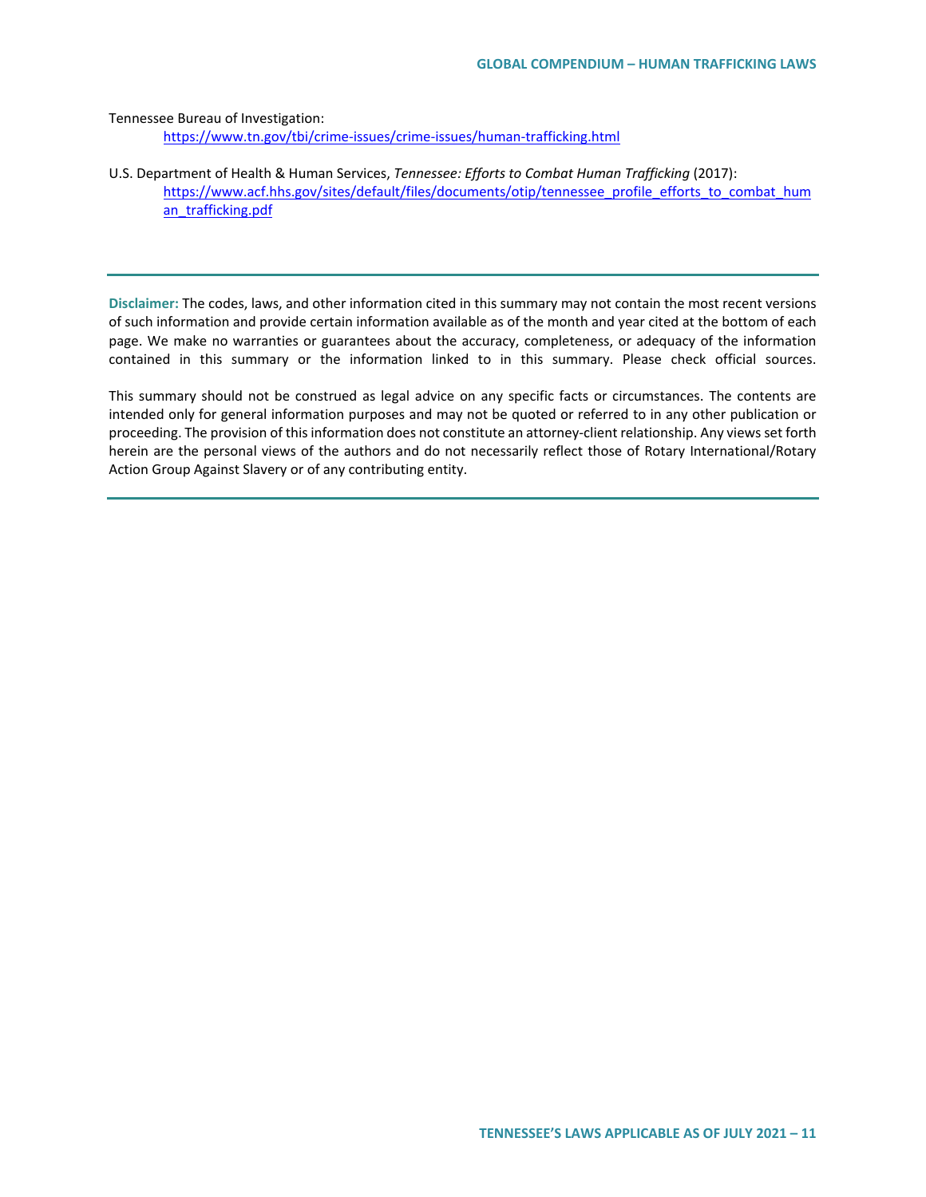Tennessee Bureau of Investigation:
https://www.tn.gov/tbi/crime-issues/crime-issues/human-trafficking.html

U.S. Department of Health & Human Services, *Tennessee: Efforts to Combat Human Trafficking* (2017):
https://www.acf.hhs.gov/sites/default/files/documents/otip/tennessee_profile_efforts_to_combat_human_trafficking.pdf

---

**Disclaimer:** The codes, laws, and other information cited in this summary may not contain the most recent versions of such information and provide certain information available as of the month and year cited at the bottom of each page. We make no warranties or guarantees about the accuracy, completeness, or adequacy of the information contained in this summary or the information linked to in this summary. Please check official sources.

This summary should not be construed as legal advice on any specific facts or circumstances. The contents are intended only for general information purposes and may not be quoted or referred to in any other publication or proceeding. The provision of this information does not constitute an attorney-client relationship. Any views set forth herein are the personal views of the authors and do not necessarily reflect those of Rotary International/Rotary Action Group Against Slavery or of any contributing entity.

---